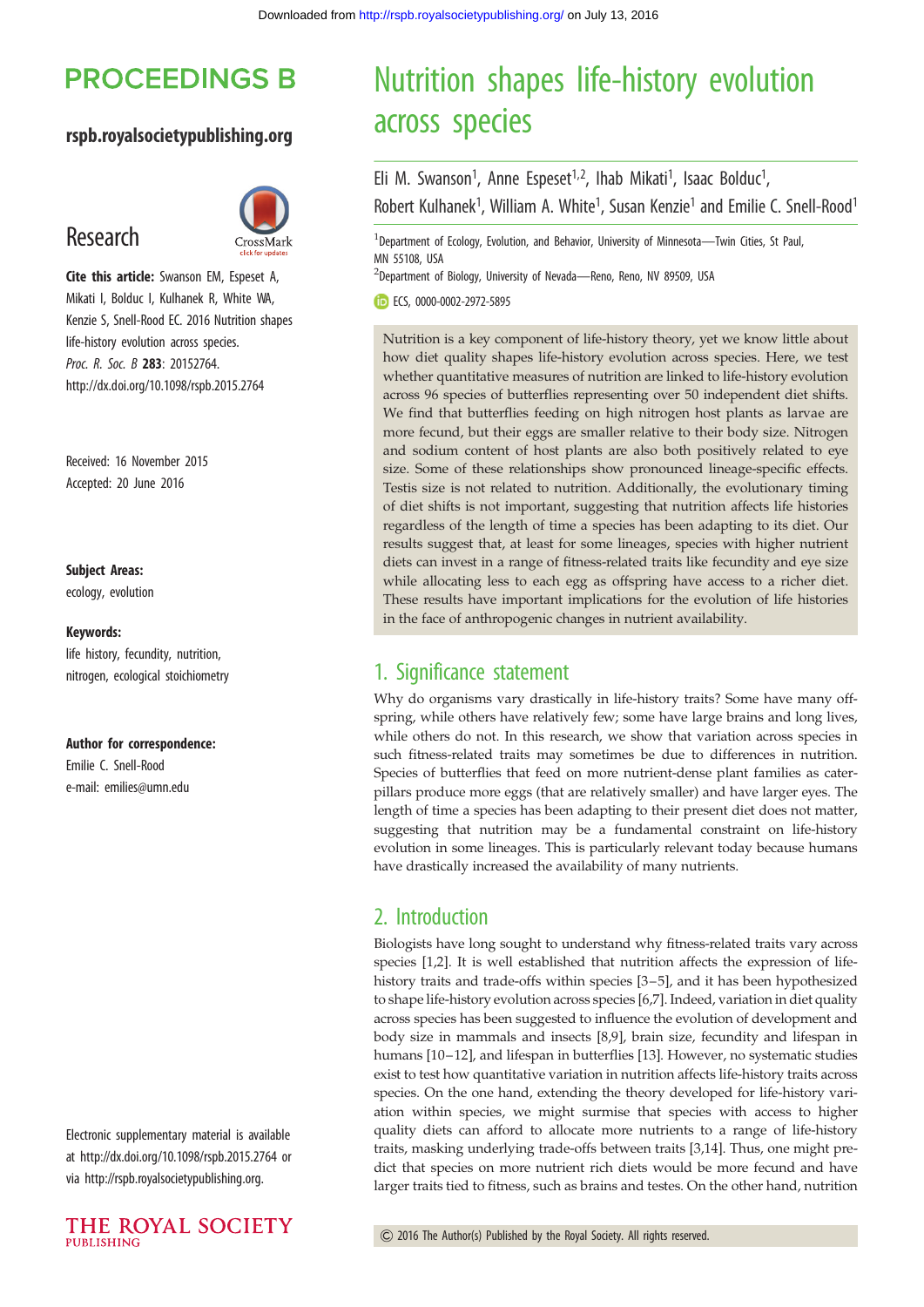Downloaded from http://rspb.royalsocietypublishing.org/ on July 13, 2016

**PROCEEDINGS B**

**rspb.royalsocietypublishing.org**

Research

**Cite this article:** Swanson EM, Espeset A, Mikati I, Bolduc I, Kulhanek R, White WA, Kenzie S, Snell-Rood EC. 2016 Nutrition shapes life-history evolution across species. *Proc. R. Soc. B* **283**: 20152764. http://dx.doi.org/10.1098/rspb.2015.2764

Received: 16 November 2015
Accepted: 20 June 2016

**Subject Areas:**
ecology, evolution

**Keywords:**
life history, fecundity, nutrition, nitrogen, ecological stoichiometry

**Author for correspondence:**
Emilie C. Snell-Rood
e-mail: emilies@umn.edu

Electronic supplementary material is available at http://dx.doi.org/10.1098/rspb.2015.2764 or via http://rspb.royalsocietypublishing.org.

# Nutrition shapes life-history evolution across species

Eli M. Swanson[1], Anne Espeset[1,2], Ihab Mikati[1], Isaac Bolduc[1], Robert Kulhanek[1], William A. White[1], Susan Kenzie[1] and Emilie C. Snell-Rood[1]

[1]Department of Ecology, Evolution, and Behavior, University of Minnesota—Twin Cities, St Paul, MN 55108, USA
[2]Department of Biology, University of Nevada—Reno, Reno, NV 89509, USA

ECS, 0000-0002-2972-5895

Nutrition is a key component of life-history theory, yet we know little about how diet quality shapes life-history evolution across species. Here, we test whether quantitative measures of nutrition are linked to life-history evolution across 96 species of butterflies representing over 50 independent diet shifts. We find that butterflies feeding on high nitrogen host plants as larvae are more fecund, but their eggs are smaller relative to their body size. Nitrogen and sodium content of host plants are also both positively related to eye size. Some of these relationships show pronounced lineage-specific effects. Testis size is not related to nutrition. Additionally, the evolutionary timing of diet shifts is not important, suggesting that nutrition affects life histories regardless of the length of time a species has been adapting to its diet. Our results suggest that, at least for some lineages, species with higher nutrient diets can invest in a range of fitness-related traits like fecundity and eye size while allocating less to each egg as offspring have access to a richer diet. These results have important implications for the evolution of life histories in the face of anthropogenic changes in nutrient availability.

## 1. Significance statement

Why do organisms vary drastically in life-history traits? Some have many offspring, while others have relatively few; some have large brains and long lives, while others do not. In this research, we show that variation across species in such fitness-related traits may sometimes be due to differences in nutrition. Species of butterflies that feed on more nutrient-dense plant families as caterpillars produce more eggs (that are relatively smaller) and have larger eyes. The length of time a species has been adapting to their present diet does not matter, suggesting that nutrition may be a fundamental constraint on life-history evolution in some lineages. This is particularly relevant today because humans have drastically increased the availability of many nutrients.

## 2. Introduction

Biologists have long sought to understand why fitness-related traits vary across species [1,2]. It is well established that nutrition affects the expression of life-history traits and trade-offs within species [3–5], and it has been hypothesized to shape life-history evolution across species [6,7]. Indeed, variation in diet quality across species has been suggested to influence the evolution of development and body size in mammals and insects [8,9], brain size, fecundity and lifespan in humans [10–12], and lifespan in butterflies [13]. However, no systematic studies exist to test how quantitative variation in nutrition affects life-history traits across species. On the one hand, extending the theory developed for life-history variation within species, we might surmise that species with access to higher quality diets can afford to allocate more nutrients to a range of life-history traits, masking underlying trade-offs between traits [3,14]. Thus, one might predict that species on more nutrient rich diets would be more fecund and have larger traits tied to fitness, such as brains and testes. On the other hand, nutrition

© 2016 The Author(s) Published by the Royal Society. All rights reserved.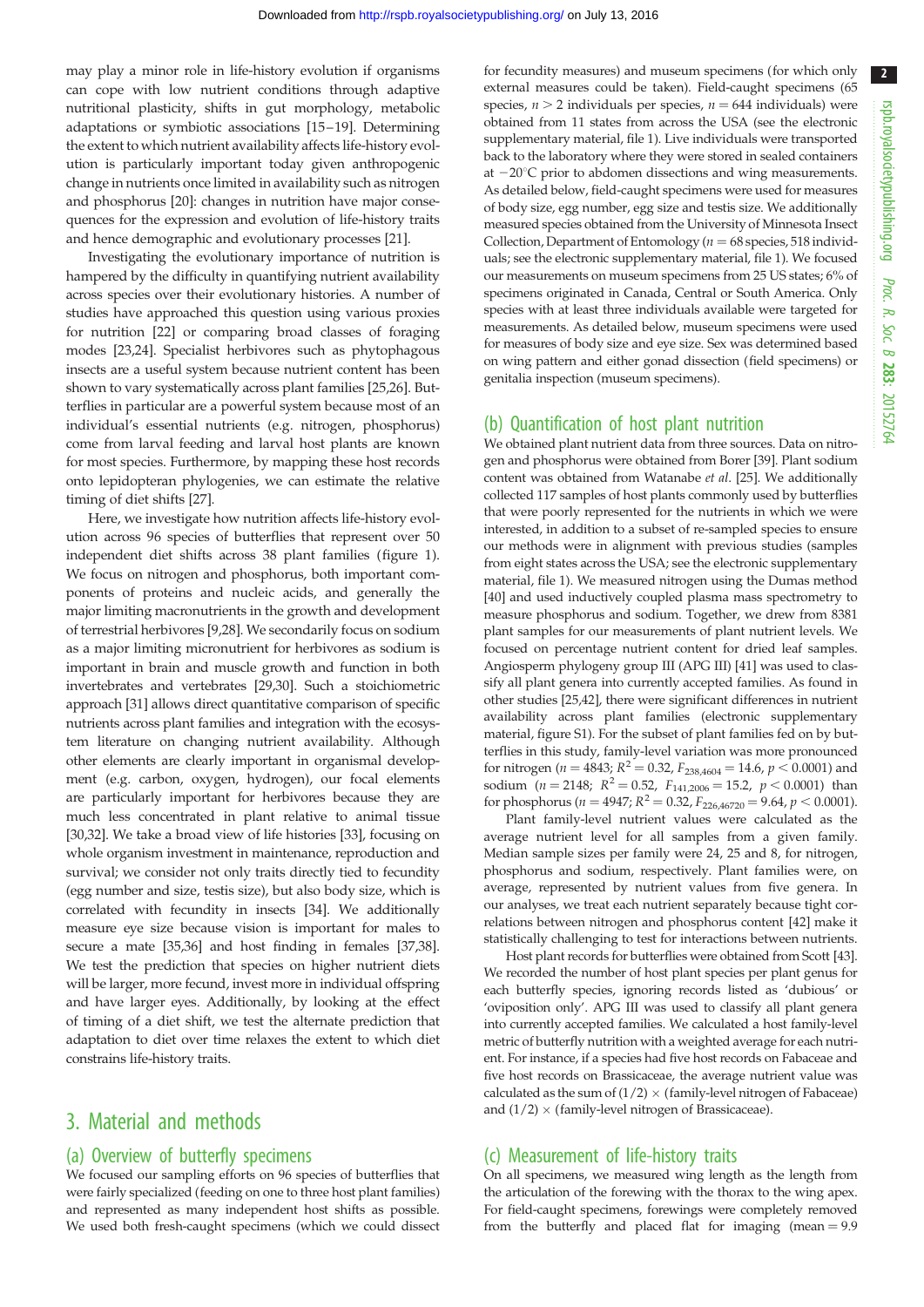may play a minor role in life-history evolution if organisms can cope with low nutrient conditions through adaptive nutritional plasticity, shifts in gut morphology, metabolic adaptations or symbiotic associations [15–19]. Determining the extent to which nutrient availability affects life-history evolution is particularly important today given anthropogenic change in nutrients once limited in availability such as nitrogen and phosphorus [20]: changes in nutrition have major consequences for the expression and evolution of life-history traits and hence demographic and evolutionary processes [21].

Investigating the evolutionary importance of nutrition is hampered by the difficulty in quantifying nutrient availability across species over their evolutionary histories. A number of studies have approached this question using various proxies for nutrition [22] or comparing broad classes of foraging modes [23,24]. Specialist herbivores such as phytophagous insects are a useful system because nutrient content has been shown to vary systematically across plant families [25,26]. Butterflies in particular are a powerful system because most of an individual's essential nutrients (e.g. nitrogen, phosphorus) come from larval feeding and larval host plants are known for most species. Furthermore, by mapping these host records onto lepidopteran phylogenies, we can estimate the relative timing of diet shifts [27].

Here, we investigate how nutrition affects life-history evolution across 96 species of butterflies that represent over 50 independent diet shifts across 38 plant families (figure 1). We focus on nitrogen and phosphorus, both important components of proteins and nucleic acids, and generally the major limiting macronutrients in the growth and development of terrestrial herbivores [9,28]. We secondarily focus on sodium as a major limiting micronutrient for herbivores as sodium is important in brain and muscle growth and function in both invertebrates and vertebrates [29,30]. Such a stoichiometric approach [31] allows direct quantitative comparison of specific nutrients across plant families and integration with the ecosystem literature on changing nutrient availability. Although other elements are clearly important in organismal development (e.g. carbon, oxygen, hydrogen), our focal elements are particularly important for herbivores because they are much less concentrated in plant relative to animal tissue [30,32]. We take a broad view of life histories [33], focusing on whole organism investment in maintenance, reproduction and survival; we consider not only traits directly tied to fecundity (egg number and size, testis size), but also body size, which is correlated with fecundity in insects [34]. We additionally measure eye size because vision is important for males to secure a mate [35,36] and host finding in females [37,38]. We test the prediction that species on higher nutrient diets will be larger, more fecund, invest more in individual offspring and have larger eyes. Additionally, by looking at the effect of timing of a diet shift, we test the alternate prediction that adaptation to diet over time relaxes the extent to which diet constrains life-history traits.

## 3. Material and methods

### (a) Overview of butterfly specimens

We focused our sampling efforts on 96 species of butterflies that were fairly specialized (feeding on one to three host plant families) and represented as many independent host shifts as possible. We used both fresh-caught specimens (which we could dissect for fecundity measures) and museum specimens (for which only external measures could be taken). Field-caught specimens (65 species, $n > 2$ individuals per species, $n = 644$ individuals) were obtained from 11 states from across the USA (see the electronic supplementary material, file 1). Live individuals were transported back to the laboratory where they were stored in sealed containers at $-20$°C prior to abdomen dissections and wing measurements. As detailed below, field-caught specimens were used for measures of body size, egg number, egg size and testis size. We additionally measured species obtained from the University of Minnesota Insect Collection, Department of Entomology ($n = 68$ species, 518 individuals; see the electronic supplementary material, file 1). We focused our measurements on museum specimens from 25 US states; 6% of specimens originated in Canada, Central or South America. Only species with at least three individuals available were targeted for measurements. As detailed below, museum specimens were used for measures of body size and eye size. Sex was determined based on wing pattern and either gonad dissection (field specimens) or genitalia inspection (museum specimens).

### (b) Quantification of host plant nutrition

We obtained plant nutrient data from three sources. Data on nitrogen and phosphorus were obtained from Borer [39]. Plant sodium content was obtained from Watanabe *et al*. [25]. We additionally collected 117 samples of host plants commonly used by butterflies that were poorly represented for the nutrients in which we were interested, in addition to a subset of re-sampled species to ensure our methods were in alignment with previous studies (samples from eight states across the USA; see the electronic supplementary material, file 1). We measured nitrogen using the Dumas method [40] and used inductively coupled plasma mass spectrometry to measure phosphorus and sodium. Together, we drew from 8381 plant samples for our measurements of plant nutrient levels. We focused on percentage nutrient content for dried leaf samples. Angiosperm phylogeny group III (APG III) [41] was used to classify all plant genera into currently accepted families. As found in other studies [25,42], there were significant differences in nutrient availability across plant families (electronic supplementary material, figure S1). For the subset of plant families fed on by butterflies in this study, family-level variation was more pronounced for nitrogen ($n = 4843$; $R^2 = 0.32$, $F_{238,4604} = 14.6$, $p < 0.0001$) and sodium ($n = 2148$; $R^2 = 0.52$, $F_{141,2006} = 15.2$, $p < 0.0001$) than for phosphorus ($n = 4947$; $R^2 = 0.32$, $F_{226,46720} = 9.64$, $p < 0.0001$).

Plant family-level nutrient values were calculated as the average nutrient level for all samples from a given family. Median sample sizes per family were 24, 25 and 8, for nitrogen, phosphorus and sodium, respectively. Plant families were, on average, represented by nutrient values from five genera. In our analyses, we treat each nutrient separately because tight correlations between nitrogen and phosphorus content [42] make it statistically challenging to test for interactions between nutrients.

Host plant records for butterflies were obtained from Scott [43]. We recorded the number of host plant species per plant genus for each butterfly species, ignoring records listed as 'dubious' or 'oviposition only'. APG III was used to classify all plant genera into currently accepted families. We calculated a host family-level metric of butterfly nutrition with a weighted average for each nutrient. For instance, if a species had five host records on Fabaceae and five host records on Brassicaceae, the average nutrient value was calculated as the sum of $(1/2) \times$ (family-level nitrogen of Fabaceae) and $(1/2) \times$ (family-level nitrogen of Brassicaceae).

### (c) Measurement of life-history traits

On all specimens, we measured wing length as the length from the articulation of the forewing with the thorax to the wing apex. For field-caught specimens, forewings were completely removed from the butterfly and placed flat for imaging (mean = 9.9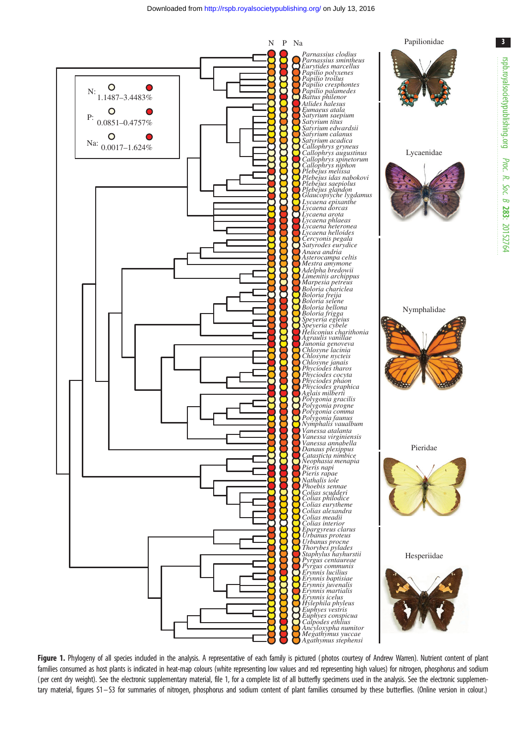**Figure 1.** Phylogeny of all species included in the analysis. A representative of each family is pictured (photos courtesy of Andrew Warren). Nutrient content of plant families consumed as host plants is indicated in heat-map colours (white representing low values and red representing high values) for nitrogen, phosphorus and sodium (per cent dry weight). See the electronic supplementary material, file 1, for a complete list of all butterfly specimens used in the analysis. See the electronic supplementary material, figures S1–S3 for summaries of nitrogen, phosphorus and sodium content of plant families consumed by these butterflies. (Online version in colour.)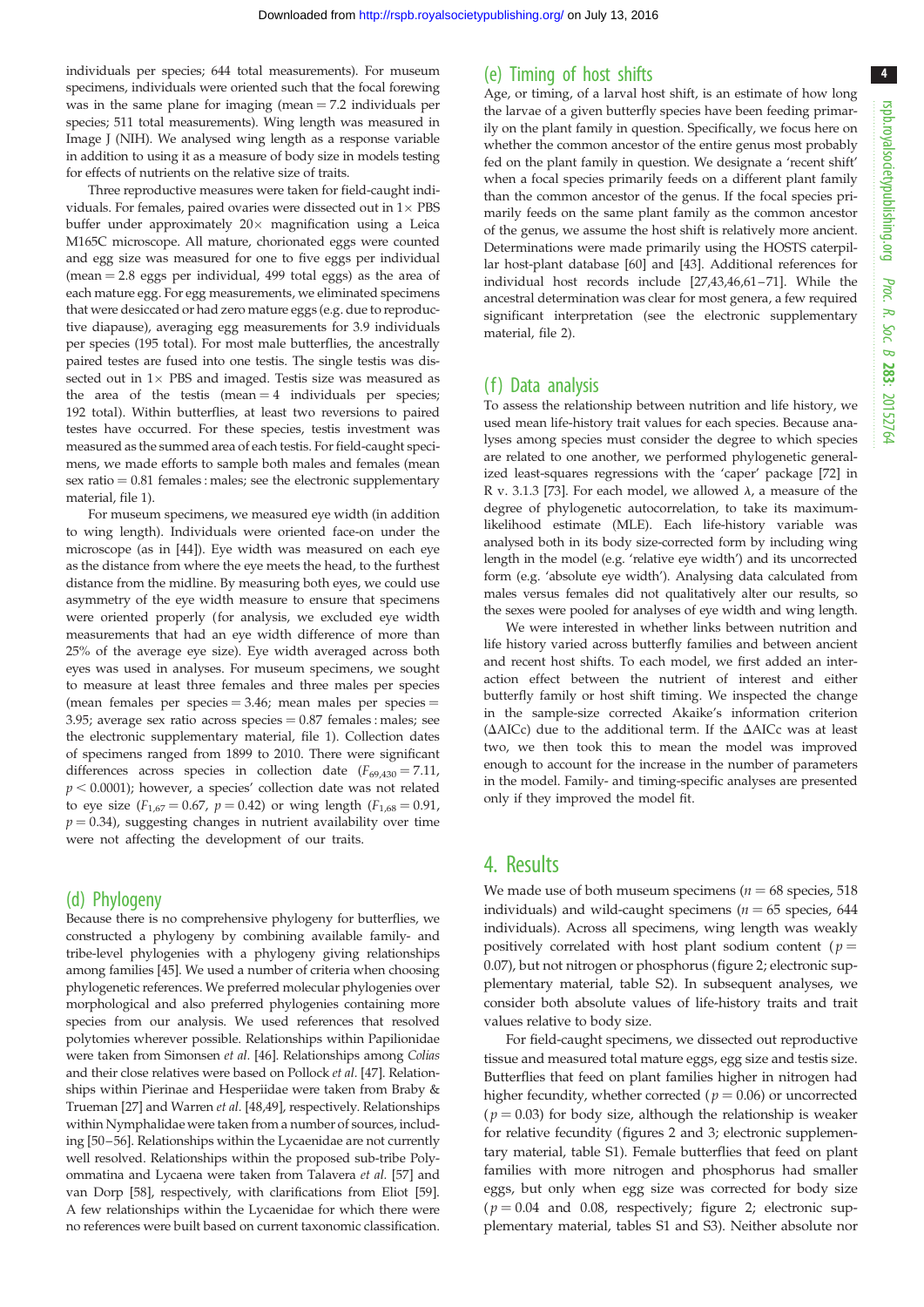individuals per species; 644 total measurements). For museum specimens, individuals were oriented such that the focal forewing was in the same plane for imaging (mean = 7.2 individuals per species; 511 total measurements). Wing length was measured in Image J (NIH). We analysed wing length as a response variable in addition to using it as a measure of body size in models testing for effects of nutrients on the relative size of traits.

Three reproductive measures were taken for field-caught individuals. For females, paired ovaries were dissected out in 1× PBS buffer under approximately 20× magnification using a Leica M165C microscope. All mature, chorionated eggs were counted and egg size was measured for one to five eggs per individual (mean = 2.8 eggs per individual, 499 total eggs) as the area of each mature egg. For egg measurements, we eliminated specimens that were desiccated or had zero mature eggs (e.g. due to reproductive diapause), averaging egg measurements for 3.9 individuals per species (195 total). For most male butterflies, the ancestrally paired testes are fused into one testis. The single testis was dissected out in 1× PBS and imaged. Testis size was measured as the area of the testis (mean = 4 individuals per species; 192 total). Within butterflies, at least two reversions to paired testes have occurred. For these species, testis investment was measured as the summed area of each testis. For field-caught specimens, we made efforts to sample both males and females (mean sex ratio = 0.81 females : males; see the electronic supplementary material, file 1).

For museum specimens, we measured eye width (in addition to wing length). Individuals were oriented face-on under the microscope (as in [44]). Eye width was measured on each eye as the distance from where the eye meets the head, to the furthest distance from the midline. By measuring both eyes, we could use asymmetry of the eye width measure to ensure that specimens were oriented properly (for analysis, we excluded eye width measurements that had an eye width difference of more than 25% of the average eye size). Eye width averaged across both eyes was used in analyses. For museum specimens, we sought to measure at least three females and three males per species (mean females per species = 3.46; mean males per species = 3.95; average sex ratio across species = 0.87 females : males; see the electronic supplementary material, file 1). Collection dates of specimens ranged from 1899 to 2010. There were significant differences across species in collection date ($F_{69,430} = 7.11$, $p < 0.0001$); however, a species' collection date was not related to eye size ($F_{1,67} = 0.67$, $p = 0.42$) or wing length ($F_{1,68} = 0.91$, $p = 0.34$), suggesting changes in nutrient availability over time were not affecting the development of our traits.

## (d) Phylogeny

Because there is no comprehensive phylogeny for butterflies, we constructed a phylogeny by combining available family- and tribe-level phylogenies with a phylogeny giving relationships among families [45]. We used a number of criteria when choosing phylogenetic references. We preferred molecular phylogenies over morphological and also preferred phylogenies containing more species from our analysis. We used references that resolved polytomies wherever possible. Relationships within Papilionidae were taken from Simonsen *et al.* [46]. Relationships among *Colias* and their close relatives were based on Pollock *et al.* [47]. Relationships within Pierinae and Hesperiidae were taken from Braby & Trueman [27] and Warren *et al.* [48,49], respectively. Relationships within Nymphalidae were taken from a number of sources, including [50–56]. Relationships within the Lycaenidae are not currently well resolved. Relationships within the proposed sub-tribe Polyommatina and Lycaena were taken from Talavera *et al.* [57] and van Dorp [58], respectively, with clarifications from Eliot [59]. A few relationships within the Lycaenidae for which there were no references were built based on current taxonomic classification.

## (e) Timing of host shifts

Age, or timing, of a larval host shift, is an estimate of how long the larvae of a given butterfly species have been feeding primarily on the plant family in question. Specifically, we focus here on whether the common ancestor of the entire genus most probably fed on the plant family in question. We designate a 'recent shift' when a focal species primarily feeds on a different plant family than the common ancestor of the genus. If the focal species primarily feeds on the same plant family as the common ancestor of the genus, we assume the host shift is relatively more ancient. Determinations were made primarily using the HOSTS caterpillar host-plant database [60] and [43]. Additional references for individual host records include [27,43,46,61–71]. While the ancestral determination was clear for most genera, a few required significant interpretation (see the electronic supplementary material, file 2).

## (f) Data analysis

To assess the relationship between nutrition and life history, we used mean life-history trait values for each species. Because analyses among species must consider the degree to which species are related to one another, we performed phylogenetic generalized least-squares regressions with the 'caper' package [72] in R v. 3.1.3 [73]. For each model, we allowed $\lambda$, a measure of the degree of phylogenetic autocorrelation, to take its maximum-likelihood estimate (MLE). Each life-history variable was analysed both in its body size-corrected form by including wing length in the model (e.g. 'relative eye width') and its uncorrected form (e.g. 'absolute eye width'). Analysing data calculated from males versus females did not qualitatively alter our results, so the sexes were pooled for analyses of eye width and wing length.

We were interested in whether links between nutrition and life history varied across butterfly families and between ancient and recent host shifts. To each model, we first added an interaction effect between the nutrient of interest and either butterfly family or host shift timing. We inspected the change in the sample-size corrected Akaike's information criterion ($\Delta$AICc) due to the additional term. If the $\Delta$AICc was at least two, we then took this to mean the model was improved enough to account for the increase in the number of parameters in the model. Family- and timing-specific analyses are presented only if they improved the model fit.

# 4. Results

We made use of both museum specimens ($n = 68$ species, 518 individuals) and wild-caught specimens ($n = 65$ species, 644 individuals). Across all specimens, wing length was weakly positively correlated with host plant sodium content ($p = 0.07$), but not nitrogen or phosphorus (figure 2; electronic supplementary material, table S2). In subsequent analyses, we consider both absolute values of life-history traits and trait values relative to body size.

For field-caught specimens, we dissected out reproductive tissue and measured total mature eggs, egg size and testis size. Butterflies that feed on plant families higher in nitrogen had higher fecundity, whether corrected ($p = 0.06$) or uncorrected ($p = 0.03$) for body size, although the relationship is weaker for relative fecundity (figures 2 and 3; electronic supplementary material, table S1). Female butterflies that feed on plant families with more nitrogen and phosphorus had smaller eggs, but only when egg size was corrected for body size ($p = 0.04$ and $0.08$, respectively; figure 2; electronic supplementary material, tables S1 and S3). Neither absolute nor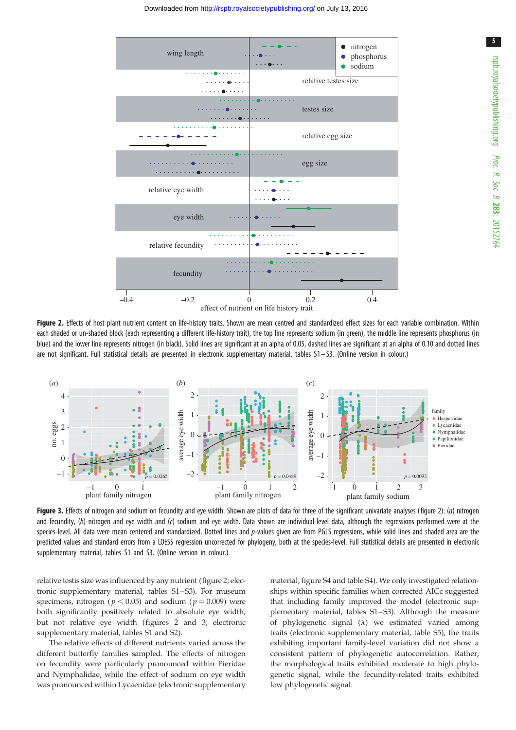**Figure 2.** Effects of host plant nutrient content on life-history traits. Shown are mean centred and standardized effect sizes for each variable combination. Within each shaded or un-shaded block (each representing a different life-history trait), the top line represents sodium (in green), the middle line represents phosphorus (in blue) and the lower line represents nitrogen (in black). Solid lines are significant at an alpha of 0.05, dashed lines are significant at an alpha of 0.10 and dotted lines are not significant. Full statistical details are presented in electronic supplementary material, tables S1–S3. (Online version in colour.)

**Figure 3.** Effects of nitrogen and sodium on fecundity and eye width. Shown are plots of data for three of the significant univariate analyses (figure 2): (*a*) nitrogen and fecundity, (*b*) nitrogen and eye width and (*c*) sodium and eye width. Data shown are individual-level data, although the regressions performed were at the species-level. All data were mean centered and standardized. Dotted lines and *p*-values given are from PGLS regressions, while solid lines and shaded area are the predicted values and standard errors from a LOESS regression uncorrected for phylogeny, both at the species-level. Full statistical details are presented in electronic supplementary material, tables S1 and S3. (Online version in colour.)

relative testis size was influenced by any nutrient (figure 2; electronic supplementary material, tables S1–S3). For museum specimens, nitrogen ($p < 0.05$) and sodium ($p = 0.009$) were both significantly positively related to absolute eye width, but not relative eye width (figures 2 and 3; electronic supplementary material, tables S1 and S2).

The relative effects of different nutrients varied across the different butterfly families sampled. The effects of nitrogen on fecundity were particularly pronounced within Pieridae and Nymphalidae, while the effect of sodium on eye width was pronounced within Lycaenidae (electronic supplementary material, figure S4 and table S4). We only investigated relationships within specific families when corrected AICc suggested that including family improved the model (electronic supplementary material, tables S1–S3). Although the measure of phylogenetic signal ($\lambda$) we estimated varied among traits (electronic supplementary material, table S5), the traits exhibiting important family-level variation did not show a consistent pattern of phylogenetic autocorrelation. Rather, the morphological traits exhibited moderate to high phylogenetic signal, while the fecundity-related traits exhibited low phylogenetic signal.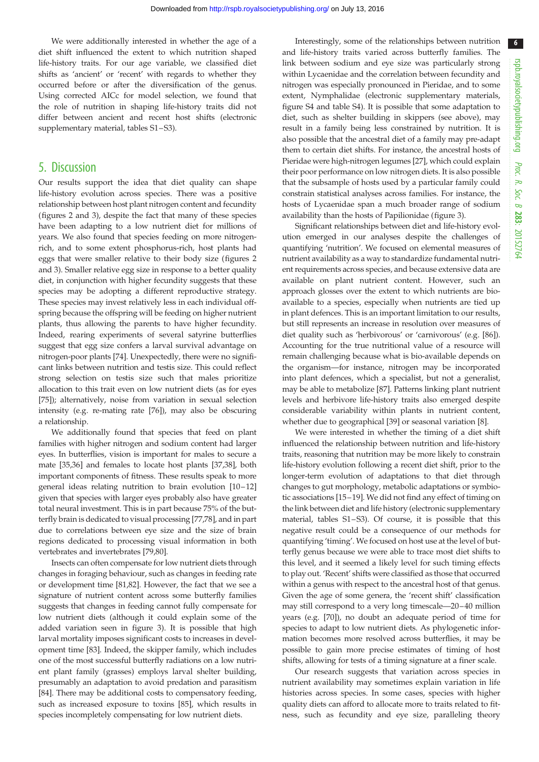We were additionally interested in whether the age of a diet shift influenced the extent to which nutrition shaped life-history traits. For our age variable, we classified diet shifts as 'ancient' or 'recent' with regards to whether they occurred before or after the diversification of the genus. Using corrected AICc for model selection, we found that the role of nutrition in shaping life-history traits did not differ between ancient and recent host shifts (electronic supplementary material, tables S1–S3).

# 5. Discussion

Our results support the idea that diet quality can shape life-history evolution across species. There was a positive relationship between host plant nitrogen content and fecundity (figures 2 and 3), despite the fact that many of these species have been adapting to a low nutrient diet for millions of years. We also found that species feeding on more nitrogen-rich, and to some extent phosphorus-rich, host plants had eggs that were smaller relative to their body size (figures 2 and 3). Smaller relative egg size in response to a better quality diet, in conjunction with higher fecundity suggests that these species may be adopting a different reproductive strategy. These species may invest relatively less in each individual offspring because the offspring will be feeding on higher nutrient plants, thus allowing the parents to have higher fecundity. Indeed, rearing experiments of several satyrine butterflies suggest that egg size confers a larval survival advantage on nitrogen-poor plants [74]. Unexpectedly, there were no significant links between nutrition and testis size. This could reflect strong selection on testis size such that males prioritize allocation to this trait even on low nutrient diets (as for eyes [75]); alternatively, noise from variation in sexual selection intensity (e.g. re-mating rate [76]), may also be obscuring a relationship.

We additionally found that species that feed on plant families with higher nitrogen and sodium content had larger eyes. In butterflies, vision is important for males to secure a mate [35,36] and females to locate host plants [37,38], both important components of fitness. These results speak to more general ideas relating nutrition to brain evolution [10–12] given that species with larger eyes probably also have greater total neural investment. This is in part because 75% of the butterfly brain is dedicated to visual processing [77,78], and in part due to correlations between eye size and the size of brain regions dedicated to processing visual information in both vertebrates and invertebrates [79,80].

Insects can often compensate for low nutrient diets through changes in foraging behaviour, such as changes in feeding rate or development time [81,82]. However, the fact that we see a signature of nutrient content across some butterfly families suggests that changes in feeding cannot fully compensate for low nutrient diets (although it could explain some of the added variation seen in figure 3). It is possible that high larval mortality imposes significant costs to increases in development time [83]. Indeed, the skipper family, which includes one of the most successful butterfly radiations on a low nutrient plant family (grasses) employs larval shelter building, presumably an adaptation to avoid predation and parasitism [84]. There may be additional costs to compensatory feeding, such as increased exposure to toxins [85], which results in species incompletely compensating for low nutrient diets.

Interestingly, some of the relationships between nutrition and life-history traits varied across butterfly families. The link between sodium and eye size was particularly strong within Lycaenidae and the correlation between fecundity and nitrogen was especially pronounced in Pieridae, and to some extent, Nymphalidae (electronic supplementary materials, figure S4 and table S4). It is possible that some adaptation to diet, such as shelter building in skippers (see above), may result in a family being less constrained by nutrition. It is also possible that the ancestral diet of a family may pre-adapt them to certain diet shifts. For instance, the ancestral hosts of Pieridae were high-nitrogen legumes [27], which could explain their poor performance on low nitrogen diets. It is also possible that the subsample of hosts used by a particular family could constrain statistical analyses across families. For instance, the hosts of Lycaenidae span a much broader range of sodium availability than the hosts of Papilionidae (figure 3).

Significant relationships between diet and life-history evolution emerged in our analyses despite the challenges of quantifying 'nutrition'. We focused on elemental measures of nutrient availability as a way to standardize fundamental nutrient requirements across species, and because extensive data are available on plant nutrient content. However, such an approach glosses over the extent to which nutrients are bio-available to a species, especially when nutrients are tied up in plant defences. This is an important limitation to our results, but still represents an increase in resolution over measures of diet quality such as 'herbivorous' or 'carnivorous' (e.g. [86]). Accounting for the true nutritional value of a resource will remain challenging because what is bio-available depends on the organism—for instance, nitrogen may be incorporated into plant defences, which a specialist, but not a generalist, may be able to metabolize [87]. Patterns linking plant nutrient levels and herbivore life-history traits also emerged despite considerable variability within plants in nutrient content, whether due to geographical [39] or seasonal variation [8].

We were interested in whether the timing of a diet shift influenced the relationship between nutrition and life-history traits, reasoning that nutrition may be more likely to constrain life-history evolution following a recent diet shift, prior to the longer-term evolution of adaptations to that diet through changes to gut morphology, metabolic adaptations or symbiotic associations [15–19]. We did not find any effect of timing on the link between diet and life history (electronic supplementary material, tables S1–S3). Of course, it is possible that this negative result could be a consequence of our methods for quantifying 'timing'. We focused on host use at the level of butterfly genus because we were able to trace most diet shifts to this level, and it seemed a likely level for such timing effects to play out. 'Recent' shifts were classified as those that occurred within a genus with respect to the ancestral host of that genus. Given the age of some genera, the 'recent shift' classification may still correspond to a very long timescale—20–40 million years (e.g. [70]), no doubt an adequate period of time for species to adapt to low nutrient diets. As phylogenetic information becomes more resolved across butterflies, it may be possible to gain more precise estimates of timing of host shifts, allowing for tests of a timing signature at a finer scale.

Our research suggests that variation across species in nutrient availability may sometimes explain variation in life histories across species. In some cases, species with higher quality diets can afford to allocate more to traits related to fitness, such as fecundity and eye size, paralleling theory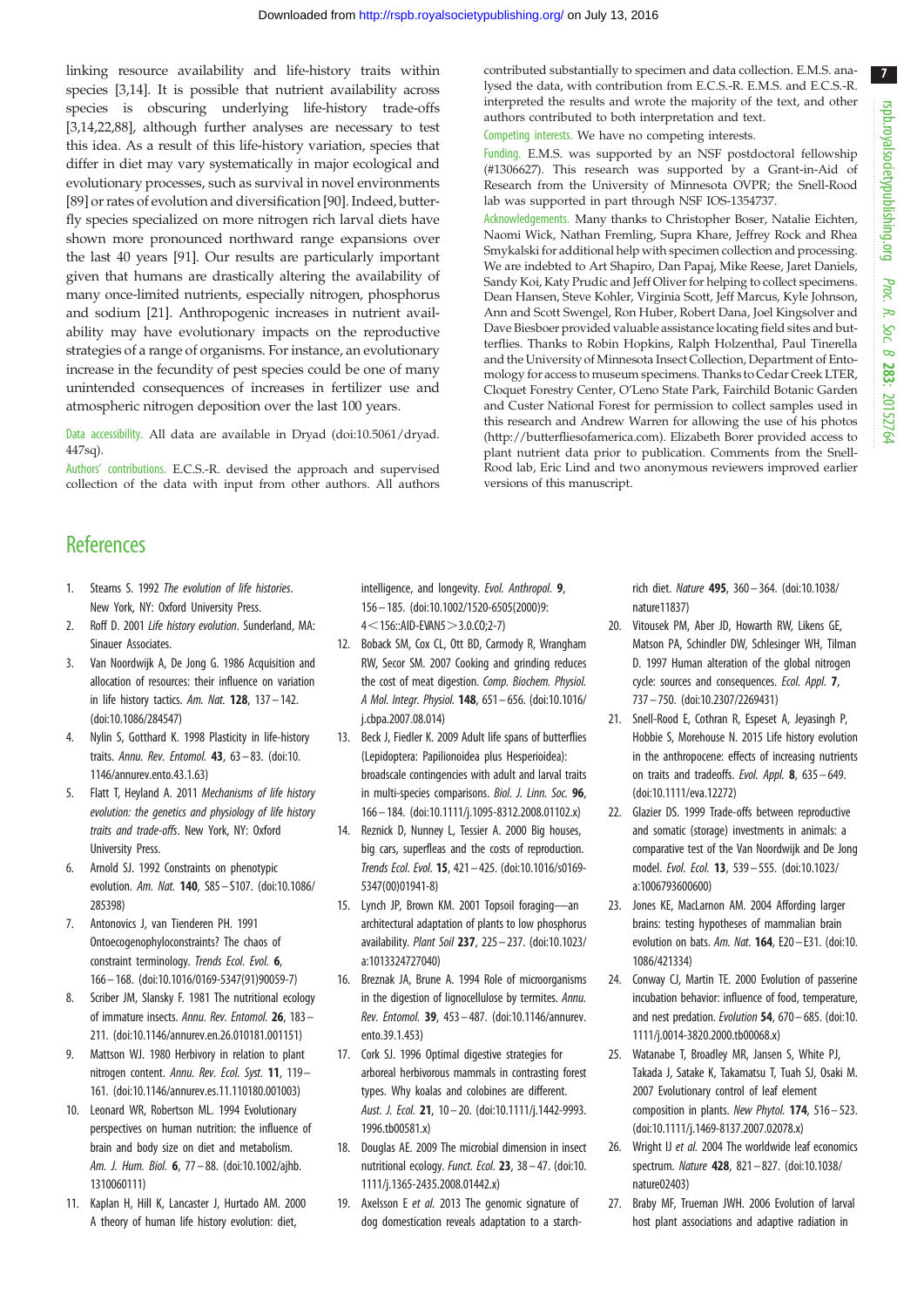linking resource availability and life-history traits within species [3,14]. It is possible that nutrient availability across species is obscuring underlying life-history trade-offs [3,14,22,88], although further analyses are necessary to test this idea. As a result of this life-history variation, species that differ in diet may vary systematically in major ecological and evolutionary processes, such as survival in novel environments [89] or rates of evolution and diversification [90]. Indeed, butterfly species specialized on more nitrogen rich larval diets have shown more pronounced northward range expansions over the last 40 years [91]. Our results are particularly important given that humans are drastically altering the availability of many once-limited nutrients, especially nitrogen, phosphorus and sodium [21]. Anthropogenic increases in nutrient availability may have evolutionary impacts on the reproductive strategies of a range of organisms. For instance, an evolutionary increase in the fecundity of pest species could be one of many unintended consequences of increases in fertilizer use and atmospheric nitrogen deposition over the last 100 years.

Data accessibility. All data are available in Dryad (doi:10.5061/dryad.447sq).

Authors' contributions. E.C.S.-R. devised the approach and supervised collection of the data with input from other authors. All authors contributed substantially to specimen and data collection. E.M.S. analysed the data, with contribution from E.C.S.-R. E.M.S. and E.C.S.-R. interpreted the results and wrote the majority of the text, and other authors contributed to both interpretation and text.

Competing interests. We have no competing interests.

Funding. E.M.S. was supported by an NSF postdoctoral fellowship (#1306627). This research was supported by a Grant-in-Aid of Research from the University of Minnesota OVPR; the Snell-Rood lab was supported in part through NSF IOS-1354737.

Acknowledgements. Many thanks to Christopher Boser, Natalie Eichten, Naomi Wick, Nathan Fremling, Supra Khare, Jeffrey Rock and Rhea Smykalski for additional help with specimen collection and processing. We are indebted to Art Shapiro, Dan Papaj, Mike Reese, Jaret Daniels, Sandy Koi, Katy Prudic and Jeff Oliver for helping to collect specimens. Dean Hansen, Steve Kohler, Virginia Scott, Jeff Marcus, Kyle Johnson, Ann and Scott Swengel, Ron Huber, Robert Dana, Joel Kingsolver and Dave Biesboer provided valuable assistance locating field sites and butterflies. Thanks to Robin Hopkins, Ralph Holzenthal, Paul Tinerella and the University of Minnesota Insect Collection, Department of Entomology for access to museum specimens. Thanks to Cedar Creek LTER, Cloquet Forestry Center, O'Leno State Park, Fairchild Botanic Garden and Custer National Forest for permission to collect samples used in this research and Andrew Warren for allowing the use of his photos (http://butterfliesofamerica.com). Elizabeth Borer provided access to plant nutrient data prior to publication. Comments from the Snell-Rood lab, Eric Lind and two anonymous reviewers improved earlier versions of this manuscript.

## References

1. Stearns S. 1992 *The evolution of life histories*. New York, NY: Oxford University Press.
2. Roff D. 2001 *Life history evolution*. Sunderland, MA: Sinauer Associates.
3. Van Noordwijk A, De Jong G. 1986 Acquisition and allocation of resources: their influence on variation in life history tactics. *Am. Nat.* **128**, 137–142. (doi:10.1086/284547)
4. Nylin S, Gotthard K. 1998 Plasticity in life-history traits. *Annu. Rev. Entomol.* **43**, 63–83. (doi:10.1146/annurev.ento.43.1.63)
5. Flatt T, Heyland A. 2011 *Mechanisms of life history evolution: the genetics and physiology of life history traits and trade-offs*. New York, NY: Oxford University Press.
6. Arnold SJ. 1992 Constraints on phenotypic evolution. *Am. Nat.* **140**, S85–S107. (doi:10.1086/285398)
7. Antonovics J, van Tienderen PH. 1991 Ontoecogenophyloconstraints? The chaos of constraint terminology. *Trends Ecol. Evol.* **6**, 166–168. (doi:10.1016/0169-5347(91)90059-7)
8. Scriber JM, Slansky F. 1981 The nutritional ecology of immature insects. *Annu. Rev. Entomol.* **26**, 183–211. (doi:10.1146/annurev.en.26.010181.001151)
9. Mattson WJ. 1980 Herbivory in relation to plant nitrogen content. *Annu. Rev. Ecol. Syst.* **11**, 119–161. (doi:10.1146/annurev.es.11.110180.001003)
10. Leonard WR, Robertson ML. 1994 Evolutionary perspectives on human nutrition: the influence of brain and body size on diet and metabolism. *Am. J. Hum. Biol.* **6**, 77–88. (doi:10.1002/ajhb.1310060111)
11. Kaplan H, Hill K, Lancaster J, Hurtado AM. 2000 A theory of human life history evolution: diet, intelligence, and longevity. *Evol. Anthropol.* **9**, 156–185. (doi:10.1002/1520-6505(2000)9:4<156::AID-EVAN5>3.0.CO;2-7)
12. Boback SM, Cox CL, Ott BD, Carmody R, Wrangham RW, Secor SM. 2007 Cooking and grinding reduces the cost of meat digestion. *Comp. Biochem. Physiol. A Mol. Integr. Physiol.* **148**, 651–656. (doi:10.1016/j.cbpa.2007.08.014)
13. Beck J, Fiedler K. 2009 Adult life spans of butterflies (Lepidoptera: Papilionoidea plus Hesperioidea): broadscale contingencies with adult and larval traits in multi-species comparisons. *Biol. J. Linn. Soc.* **96**, 166–184. (doi:10.1111/j.1095-8312.2008.01102.x)
14. Reznick D, Nunney L, Tessier A. 2000 Big houses, big cars, superfleas and the costs of reproduction. *Trends Ecol. Evol.* **15**, 421–425. (doi:10.1016/s0169-5347(00)01941-8)
15. Lynch JP, Brown KM. 2001 Topsoil foraging—an architectural adaptation of plants to low phosphorus availability. *Plant Soil* **237**, 225–237. (doi:10.1023/a:1013324727040)
16. Breznak JA, Brune A. 1994 Role of microorganisms in the digestion of lignocellulose by termites. *Annu. Rev. Entomol.* **39**, 453–487. (doi:10.1146/annurev.ento.39.1.453)
17. Cork SJ. 1996 Optimal digestive strategies for arboreal herbivorous mammals in contrasting forest types. Why koalas and colobines are different. *Aust. J. Ecol.* **21**, 10–20. (doi:10.1111/j.1442-9993.1996.tb00581.x)
18. Douglas AE. 2009 The microbial dimension in insect nutritional ecology. *Funct. Ecol.* **23**, 38–47. (doi:10.1111/j.1365-2435.2008.01442.x)
19. Axelsson E *et al.* 2013 The genomic signature of dog domestication reveals adaptation to a starch-rich diet. *Nature* **495**, 360–364. (doi:10.1038/nature11837)
20. Vitousek PM, Aber JD, Howarth RW, Likens GE, Matson PA, Schindler DW, Schlesinger WH, Tilman D. 1997 Human alteration of the global nitrogen cycle: sources and consequences. *Ecol. Appl.* **7**, 737–750. (doi:10.2307/2269431)
21. Snell-Rood E, Cothran R, Espeset A, Jeyasingh P, Hobbie S, Morehouse N. 2015 Life history evolution in the anthropocene: effects of increasing nutrients on traits and tradeoffs. *Evol. Appl.* **8**, 635–649. (doi:10.1111/eva.12272)
22. Glazier DS. 1999 Trade-offs between reproductive and somatic (storage) investments in animals: a comparative test of the Van Noordwijk and De Jong model. *Evol. Ecol.* **13**, 539–555. (doi:10.1023/a:1006793600600)
23. Jones KE, MacLarnon AM. 2004 Affording larger brains: testing hypotheses of mammalian brain evolution on bats. *Am. Nat.* **164**, E20–E31. (doi:10.1086/421334)
24. Conway CJ, Martin TE. 2000 Evolution of passerine incubation behavior: influence of food, temperature, and nest predation. *Evolution* **54**, 670–685. (doi:10.1111/j.0014-3820.2000.tb00068.x)
25. Watanabe T, Broadley MR, Jansen S, White PJ, Takada J, Satake K, Takamatsu T, Tuah SJ, Osaki M. 2007 Evolutionary control of leaf element composition in plants. *New Phytol.* **174**, 516–523. (doi:10.1111/j.1469-8137.2007.02078.x)
26. Wright IJ *et al.* 2004 The worldwide leaf economics spectrum. *Nature* **428**, 821–827. (doi:10.1038/nature02403)
27. Braby MF, Trueman JWH. 2006 Evolution of larval host plant associations and adaptive radiation in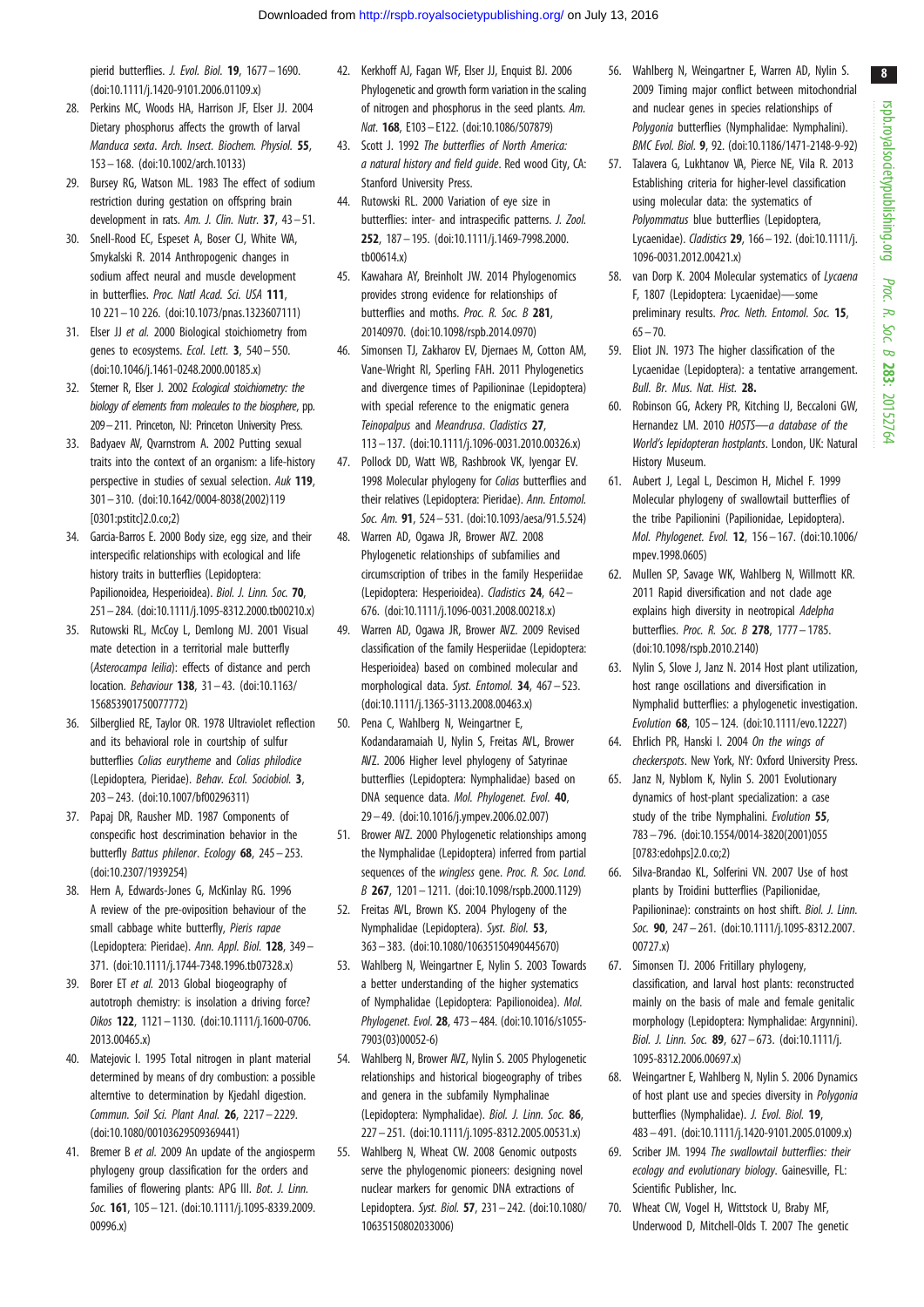pierid butterflies. *J. Evol. Biol.* **19**, 1677–1690. (doi:10.1111/j.1420-9101.2006.01109.x)

28. Perkins MC, Woods HA, Harrison JF, Elser JJ. 2004 Dietary phosphorus affects the growth of larval *Manduca sexta*. *Arch. Insect. Biochem. Physiol.* **55**, 153–168. (doi:10.1002/arch.10133)
29. Bursey RG, Watson ML. 1983 The effect of sodium restriction during gestation on offspring brain development in rats. *Am. J. Clin. Nutr.* **37**, 43–51.
30. Snell-Rood EC, Espeset A, Boser CJ, White WA, Smykalski R. 2014 Anthropogenic changes in sodium affect neural and muscle development in butterflies. *Proc. Natl Acad. Sci. USA* **111**, 10 221–10 226. (doi:10.1073/pnas.1323607111)
31. Elser JJ *et al.* 2000 Biological stoichiometry from genes to ecosystems. *Ecol. Lett.* **3**, 540–550. (doi:10.1046/j.1461-0248.2000.00185.x)
32. Sterner R, Elser J. 2002 *Ecological stoichiometry: the biology of elements from molecules to the biosphere*, pp. 209–211. Princeton, NJ: Princeton University Press.
33. Badyaev AV, Qvarnstrom A. 2002 Putting sexual traits into the context of an organism: a life-history perspective in studies of sexual selection. *Auk* **119**, 301–310. (doi:10.1642/0004-8038(2002)119[0301:pstitc]2.0.co;2)
34. Garcia-Barros E. 2000 Body size, egg size, and their interspecific relationships with ecological and life history traits in butterflies (Lepidoptera: Papilionoidea, Hesperioidea). *Biol. J. Linn. Soc.* **70**, 251–284. (doi:10.1111/j.1095-8312.2000.tb00210.x)
35. Rutowski RL, McCoy L, Demlong MJ. 2001 Visual mate detection in a territorial male butterfly (*Asterocampa leilia*): effects of distance and perch location. *Behaviour* **138**, 31–43. (doi:10.1163/156853901750077772)
36. Silberglied RE, Taylor OR. 1978 Ultraviolet reflection and its behavioral role in courtship of sulfur butterflies *Colias eurytheme* and *Colias philodice* (Lepidoptera, Pieridae). *Behav. Ecol. Sociobiol.* **3**, 203–243. (doi:10.1007/bf00296311)
37. Papaj DR, Rausher MD. 1987 Components of conspecific host descrimination behavior in the butterfly *Battus philenor*. *Ecology* **68**, 245–253. (doi:10.2307/1939254)
38. Hern A, Edwards-Jones G, McKinlay RG. 1996 A review of the pre-oviposition behaviour of the small cabbage white butterfly, *Pieris rapae* (Lepidoptera: Pieridae). *Ann. Appl. Biol.* **128**, 349–371. (doi:10.1111/j.1744-7348.1996.tb07328.x)
39. Borer ET *et al.* 2013 Global biogeography of autotroph chemistry: is insolation a driving force? *Oikos* **122**, 1121–1130. (doi:10.1111/j.1600-0706.2013.00465.x)
40. Matejovic I. 1995 Total nitrogen in plant material determined by means of dry combustion: a possible alterntive to determination by Kjedahl digestion. *Commun. Soil Sci. Plant Anal.* **26**, 2217–2229. (doi:10.1080/00103629509369441)
41. Bremer B *et al.* 2009 An update of the angiosperm phylogeny group classification for the orders and families of flowering plants: APG III. *Bot. J. Linn. Soc.* **161**, 105–121. (doi:10.1111/j.1095-8339.2009.00996.x)
42. Kerkhoff AJ, Fagan WF, Elser JJ, Enquist BJ. 2006 Phylogenetic and growth form variation in the scaling of nitrogen and phosphorus in the seed plants. *Am. Nat.* **168**, E103–E122. (doi:10.1086/507879)
43. Scott J. 1992 *The butterflies of North America: a natural history and field guide*. Red wood City, CA: Stanford University Press.
44. Rutowski RL. 2000 Variation of eye size in butterflies: inter- and intraspecific patterns. *J. Zool.* **252**, 187–195. (doi:10.1111/j.1469-7998.2000.tb00614.x)
45. Kawahara AY, Breinholt JW. 2014 Phylogenomics provides strong evidence for relationships of butterflies and moths. *Proc. R. Soc. B* **281**, 20140970. (doi:10.1098/rspb.2014.0970)
46. Simonsen TJ, Zakharov EV, Djernaes M, Cotton AM, Vane-Wright RI, Sperling FAH. 2011 Phylogenetics and divergence times of Papilioninae (Lepidoptera) with special reference to the enigmatic genera *Teinopalpus* and *Meandrusa*. *Cladistics* **27**, 113–137. (doi:10.1111/j.1096-0031.2010.00326.x)
47. Pollock DD, Watt WB, Rashbrook VK, Iyengar EV. 1998 Molecular phylogeny for *Colias* butterflies and their relatives (Lepidoptera: Pieridae). *Ann. Entomol. Soc. Am.* **91**, 524–531. (doi:10.1093/aesa/91.5.524)
48. Warren AD, Ogawa JR, Brower AVZ. 2008 Phylogenetic relationships of subfamilies and circumscription of tribes in the family Hesperiidae (Lepidoptera: Hesperioidea). *Cladistics* **24**, 642–676. (doi:10.1111/j.1096-0031.2008.00218.x)
49. Warren AD, Ogawa JR, Brower AVZ. 2009 Revised classification of the family Hesperiidae (Lepidoptera: Hesperioidea) based on combined molecular and morphological data. *Syst. Entomol.* **34**, 467–523. (doi:10.1111/j.1365-3113.2008.00463.x)
50. Pena C, Wahlberg N, Weingartner E, Kodandaramaiah U, Nylin S, Freitas AVL, Brower AVZ. 2006 Higher level phylogeny of Satyrinae butterflies (Lepidoptera: Nymphalidae) based on DNA sequence data. *Mol. Phylogenet. Evol.* **40**, 29–49. (doi:10.1016/j.ympev.2006.02.007)
51. Brower AVZ. 2000 Phylogenetic relationships among the Nymphalidae (Lepidoptera) inferred from partial sequences of the *wingless* gene. *Proc. R. Soc. Lond. B* **267**, 1201–1211. (doi:10.1098/rspb.2000.1129)
52. Freitas AVL, Brown KS. 2004 Phylogeny of the Nymphalidae (Lepidoptera). *Syst. Biol.* **53**, 363–383. (doi:10.1080/10635150490445670)
53. Wahlberg N, Weingartner E, Nylin S. 2003 Towards a better understanding of the higher systematics of Nymphalidae (Lepidoptera: Papilionoidea). *Mol. Phylogenet. Evol.* **28**, 473–484. (doi:10.1016/s1055-7903(03)00052-6)
54. Wahlberg N, Brower AVZ, Nylin S. 2005 Phylogenetic relationships and historical biogeography of tribes and genera in the subfamily Nymphalinae (Lepidoptera: Nymphalidae). *Biol. J. Linn. Soc.* **86**, 227–251. (doi:10.1111/j.1095-8312.2005.00531.x)
55. Wahlberg N, Wheat CW. 2008 Genomic outposts serve the phylogenomic pioneers: designing novel nuclear markers for genomic DNA extractions of Lepidoptera. *Syst. Biol.* **57**, 231–242. (doi:10.1080/10635150802033006)
56. Wahlberg N, Weingartner E, Warren AD, Nylin S. 2009 Timing major conflict between mitochondrial and nuclear genes in species relationships of *Polygonia* butterflies (Nymphalidae: Nymphalini). *BMC Evol. Biol.* **9**, 92. (doi:10.1186/1471-2148-9-92)
57. Talavera G, Lukhtanov VA, Pierce NE, Vila R. 2013 Establishing criteria for higher-level classification using molecular data: the systematics of *Polyommatus* blue butterflies (Lepidoptera, Lycaenidae). *Cladistics* **29**, 166–192. (doi:10.1111/j.1096-0031.2012.00421.x)
58. van Dorp K. 2004 Molecular systematics of *Lycaena* F, 1807 (Lepidoptera: Lycaenidae)—some preliminary results. *Proc. Neth. Entomol. Soc.* **15**, 65–70.
59. Eliot JN. 1973 The higher classification of the Lycaenidae (Lepidoptera): a tentative arrangement. *Bull. Br. Mus. Nat. Hist.* **28.**
60. Robinson GG, Ackery PR, Kitching IJ, Beccaloni GW, Hernandez LM. 2010 *HOSTS—a database of the World's lepidopteran hostplants*. London, UK: Natural History Museum.
61. Aubert J, Legal L, Descimon H, Michel F. 1999 Molecular phylogeny of swallowtail butterflies of the tribe Papilionini (Papilionidae, Lepidoptera). *Mol. Phylogenet. Evol.* **12**, 156–167. (doi:10.1006/mpev.1998.0605)
62. Mullen SP, Savage WK, Wahlberg N, Willmott KR. 2011 Rapid diversification and not clade age explains high diversity in neotropical *Adelpha* butterflies. *Proc. R. Soc. B* **278**, 1777–1785. (doi:10.1098/rspb.2010.2140)
63. Nylin S, Slove J, Janz N. 2014 Host plant utilization, host range oscillations and diversification in Nymphalid butterflies: a phylogenetic investigation. *Evolution* **68**, 105–124. (doi:10.1111/evo.12227)
64. Ehrlich PR, Hanski I. 2004 *On the wings of checkerspots*. New York, NY: Oxford University Press.
65. Janz N, Nyblom K, Nylin S. 2001 Evolutionary dynamics of host-plant specialization: a case study of the tribe Nymphalini. *Evolution* **55**, 783–796. (doi:10.1554/0014-3820(2001)055[0783:edohps]2.0.co;2)
66. Silva-Brandao KL, Solferini VN. 2007 Use of host plants by Troidini butterflies (Papilionidae, Papilioninae): constraints on host shift. *Biol. J. Linn. Soc.* **90**, 247–261. (doi:10.1111/j.1095-8312.2007.00727.x)
67. Simonsen TJ. 2006 Fritillary phylogeny, classification, and larval host plants: reconstructed mainly on the basis of male and female genitalic morphology (Lepidoptera: Nymphalidae: Argynnini). *Biol. J. Linn. Soc.* **89**, 627–673. (doi:10.1111/j.1095-8312.2006.00697.x)
68. Weingartner E, Wahlberg N, Nylin S. 2006 Dynamics of host plant use and species diversity in *Polygonia* butterflies (Nymphalidae). *J. Evol. Biol.* **19**, 483–491. (doi:10.1111/j.1420-9101.2005.01009.x)
69. Scriber JM. 1994 *The swallowtail butterflies: their ecology and evolutionary biology*. Gainesville, FL: Scientific Publisher, Inc.
70. Wheat CW, Vogel H, Wittstock U, Braby MF, Underwood D, Mitchell-Olds T. 2007 The genetic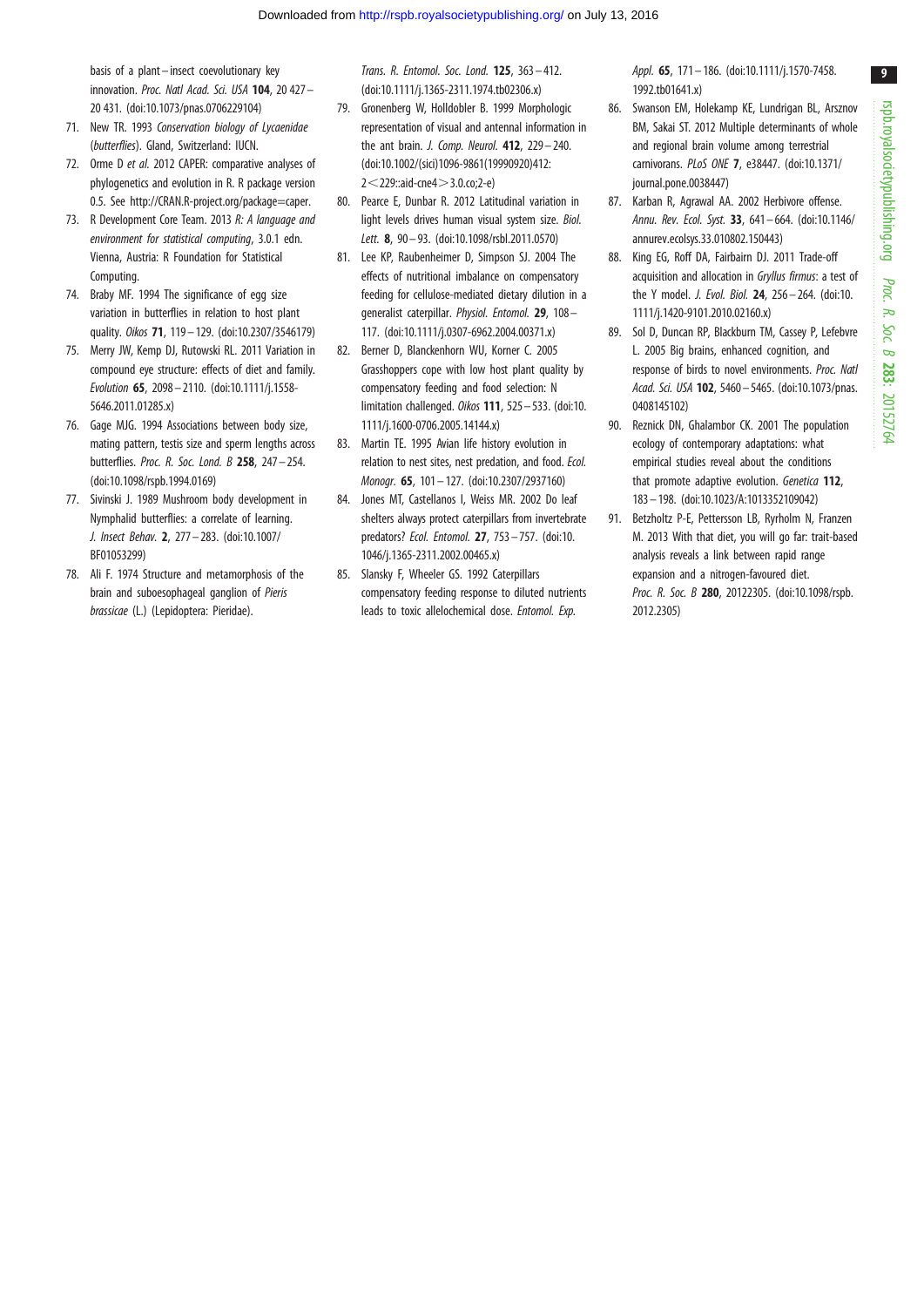basis of a plant–insect coevolutionary key innovation. *Proc. Natl Acad. Sci. USA* **104**, 20 427–20 431. (doi:10.1073/pnas.0706229104)

71. New TR. 1993 *Conservation biology of Lycaenidae (butterflies)*. Gland, Switzerland: IUCN.
72. Orme D *et al.* 2012 CAPER: comparative analyses of phylogenetics and evolution in R. R package version 0.5. See http://CRAN.R-project.org/package=caper.
73. R Development Core Team. 2013 *R: A language and environment for statistical computing*, 3.0.1 edn. Vienna, Austria: R Foundation for Statistical Computing.
74. Braby MF. 1994 The significance of egg size variation in butterflies in relation to host plant quality. *Oikos* **71**, 119–129. (doi:10.2307/3546179)
75. Merry JW, Kemp DJ, Rutowski RL. 2011 Variation in compound eye structure: effects of diet and family. *Evolution* **65**, 2098–2110. (doi:10.1111/j.1558-5646.2011.01285.x)
76. Gage MJG. 1994 Associations between body size, mating pattern, testis size and sperm lengths across butterflies. *Proc. R. Soc. Lond. B* **258**, 247–254. (doi:10.1098/rspb.1994.0169)
77. Sivinski J. 1989 Mushroom body development in Nymphalid butterflies: a correlate of learning. *J. Insect Behav.* **2**, 277–283. (doi:10.1007/BF01053299)
78. Ali F. 1974 Structure and metamorphosis of the brain and suboesophageal ganglion of *Pieris brassicae* (L.) (Lepidoptera: Pieridae). *Trans. R. Entomol. Soc. Lond.* **125**, 363–412. (doi:10.1111/j.1365-2311.1974.tb02306.x)
79. Gronenberg W, Holldobler B. 1999 Morphologic representation of visual and antennal information in the ant brain. *J. Comp. Neurol.* **412**, 229–240. (doi:10.1002/(sici)1096-9861(19990920)412:2<229::aid-cne4>3.0.co;2-e)
80. Pearce E, Dunbar R. 2012 Latitudinal variation in light levels drives human visual system size. *Biol. Lett.* **8**, 90–93. (doi:10.1098/rsbl.2011.0570)
81. Lee KP, Raubenheimer D, Simpson SJ. 2004 The effects of nutritional imbalance on compensatory feeding for cellulose-mediated dietary dilution in a generalist caterpillar. *Physiol. Entomol.* **29**, 108–117. (doi:10.1111/j.0307-6962.2004.00371.x)
82. Berner D, Blanckenhorn WU, Korner C. 2005 Grasshoppers cope with low host plant quality by compensatory feeding and food selection: N limitation challenged. *Oikos* **111**, 525–533. (doi:10.1111/j.1600-0706.2005.14144.x)
83. Martin TE. 1995 Avian life history evolution in relation to nest sites, nest predation, and food. *Ecol. Monogr.* **65**, 101–127. (doi:10.2307/2937160)
84. Jones MT, Castellanos I, Weiss MR. 2002 Do leaf shelters always protect caterpillars from invertebrate predators? *Ecol. Entomol.* **27**, 753–757. (doi:10.1046/j.1365-2311.2002.00465.x)
85. Slansky F, Wheeler GS. 1992 Caterpillars compensatory feeding response to diluted nutrients leads to toxic allelochemical dose. *Entomol. Exp. Appl.* **65**, 171–186. (doi:10.1111/j.1570-7458.1992.tb01641.x)
86. Swanson EM, Holekamp KE, Lundrigan BL, Arsznov BM, Sakai ST. 2012 Multiple determinants of whole and regional brain volume among terrestrial carnivorans. *PLoS ONE* **7**, e38447. (doi:10.1371/journal.pone.0038447)
87. Karban R, Agrawal AA. 2002 Herbivore offense. *Annu. Rev. Ecol. Syst.* **33**, 641–664. (doi:10.1146/annurev.ecolsys.33.010802.150443)
88. King EG, Roff DA, Fairbairn DJ. 2011 Trade-off acquisition and allocation in *Gryllus firmus*: a test of the Y model. *J. Evol. Biol.* **24**, 256–264. (doi:10.1111/j.1420-9101.2010.02160.x)
89. Sol D, Duncan RP, Blackburn TM, Cassey P, Lefebvre L. 2005 Big brains, enhanced cognition, and response of birds to novel environments. *Proc. Natl Acad. Sci. USA* **102**, 5460–5465. (doi:10.1073/pnas.0408145102)
90. Reznick DN, Ghalambor CK. 2001 The population ecology of contemporary adaptations: what empirical studies reveal about the conditions that promote adaptive evolution. *Genetica* **112**, 183–198. (doi:10.1023/A:1013352109042)
91. Betzholtz P-E, Pettersson LB, Ryrholm N, Franzen M. 2013 With that diet, you will go far: trait-based analysis reveals a link between rapid range expansion and a nitrogen-favoured diet. *Proc. R. Soc. B* **280**, 20122305. (doi:10.1098/rspb.2012.2305)